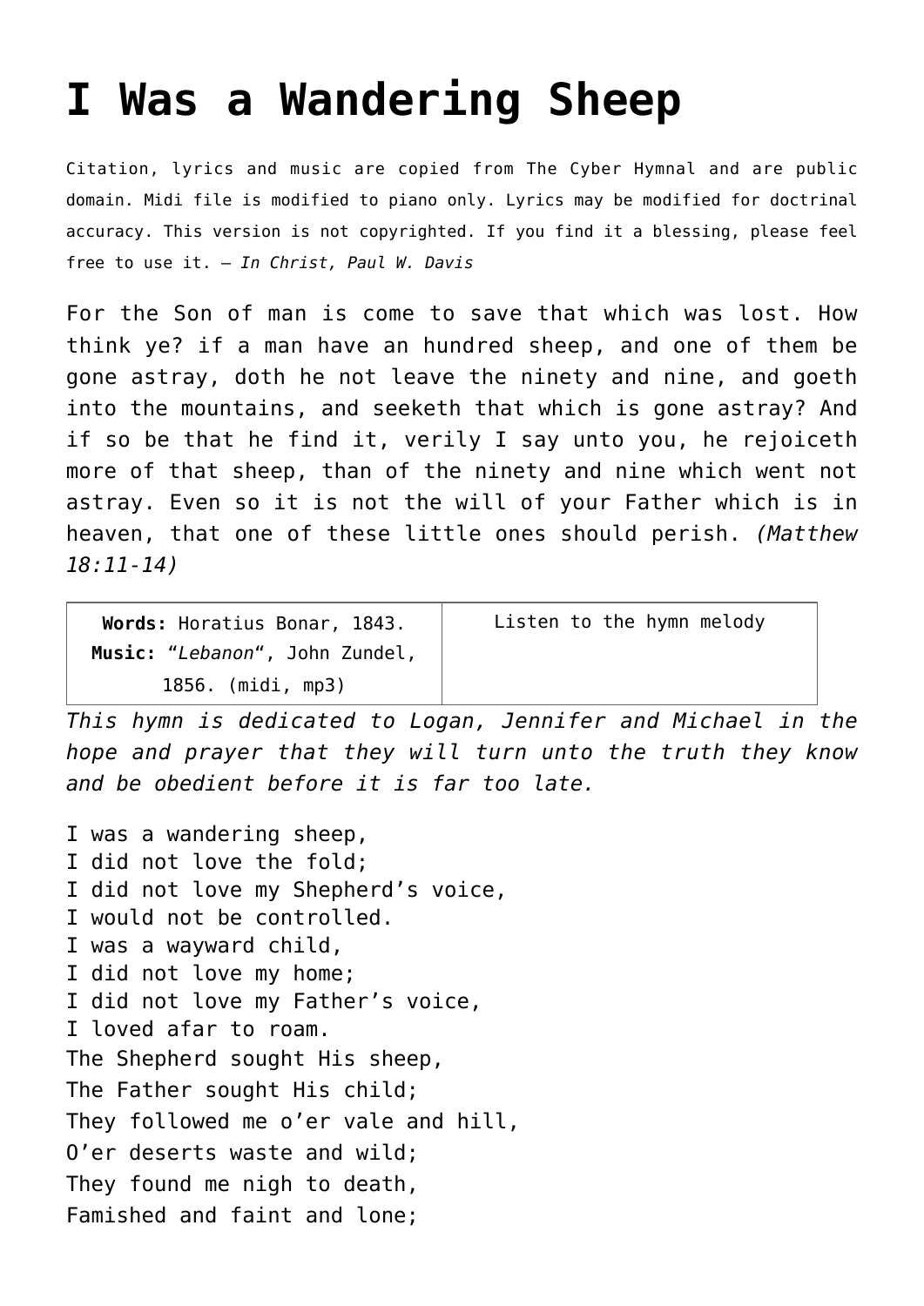# I Was a Wandering Sheep

Citation, lyrics and music are copied from The Cyber Hymnal and are public domain. Midi file is modified to piano only. Lyrics may be modified for doctrinal accuracy. This version is not copyrighted. If you find it a blessing, please feel free to use it. – *In Christ, Paul W. Davis*

For the Son of man is come to save that which was lost. How think ye? if a man have an hundred sheep, and one of them be gone astray, doth he not leave the ninety and nine, and goeth into the mountains, and seeketh that which is gone astray? And if so be that he find it, verily I say unto you, he rejoiceth more of that sheep, than of the ninety and nine which went not astray. Even so it is not the will of your Father which is in heaven, that one of these little ones should perish. *(Matthew 18:11-14)*

| **Words:** Horatius Bonar, 1843. **Music:** "*Lebanon*", John Zundel, 1856. (midi, mp3) | Listen to the hymn melody |
|---|---|

*This hymn is dedicated to Logan, Jennifer and Michael in the hope and prayer that they will turn unto the truth they know and be obedient before it is far too late.*

I was a wandering sheep,
I did not love the fold;
I did not love my Shepherd's voice,
I would not be controlled.
I was a wayward child,
I did not love my home;
I did not love my Father's voice,
I loved afar to roam.
The Shepherd sought His sheep,
The Father sought His child;
They followed me o'er vale and hill,
O'er deserts waste and wild;
They found me nigh to death,
Famished and faint and lone;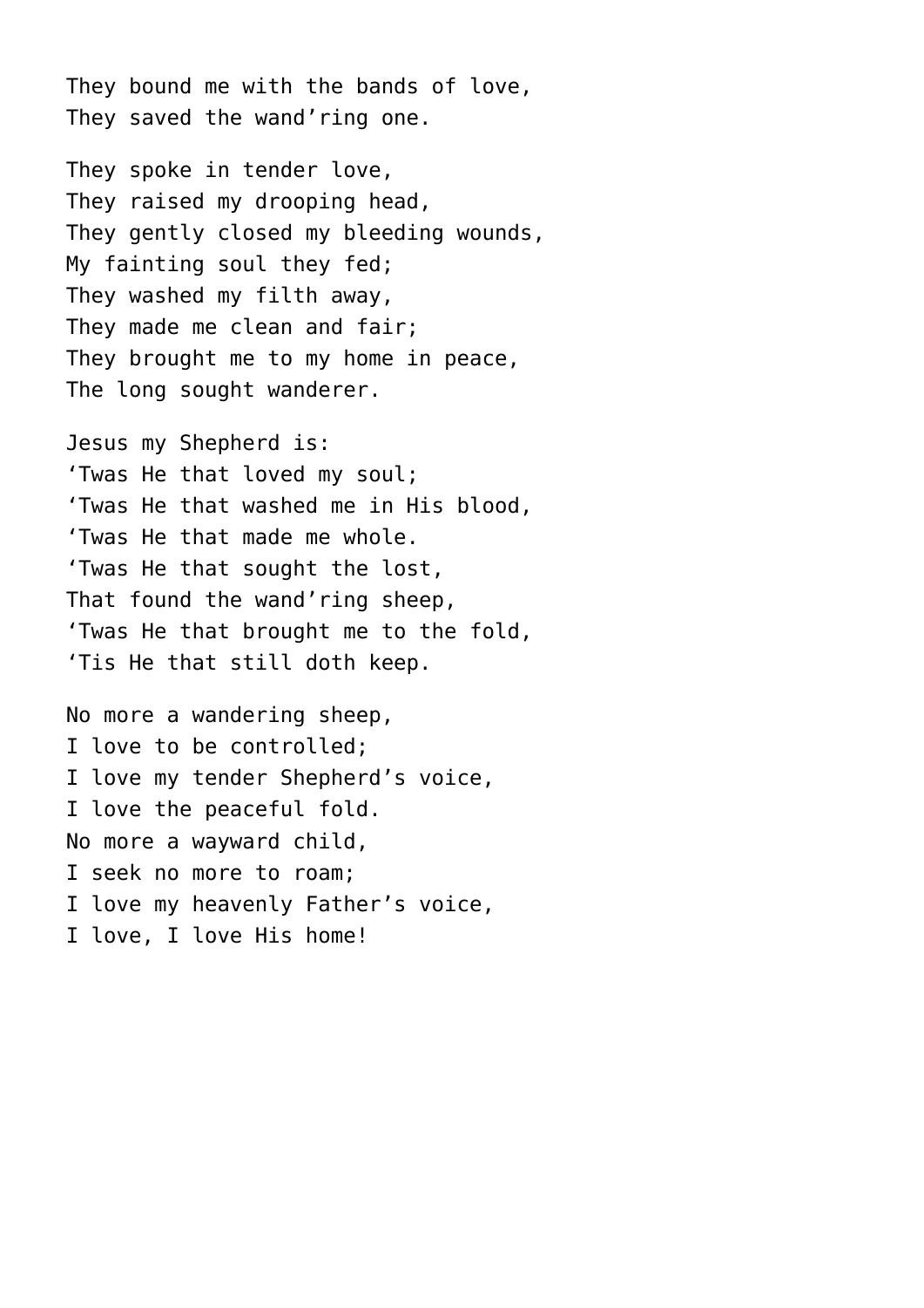They bound me with the bands of love,
They saved the wand’ring one.

They spoke in tender love,
They raised my drooping head,
They gently closed my bleeding wounds,
My fainting soul they fed;
They washed my filth away,
They made me clean and fair;
They brought me to my home in peace,
The long sought wanderer.

Jesus my Shepherd is:
‘Twas He that loved my soul;
‘Twas He that washed me in His blood,
‘Twas He that made me whole.
‘Twas He that sought the lost,
That found the wand’ring sheep,
‘Twas He that brought me to the fold,
‘Tis He that still doth keep.

No more a wandering sheep,
I love to be controlled;
I love my tender Shepherd’s voice,
I love the peaceful fold.
No more a wayward child,
I seek no more to roam;
I love my heavenly Father’s voice,
I love, I love His home!